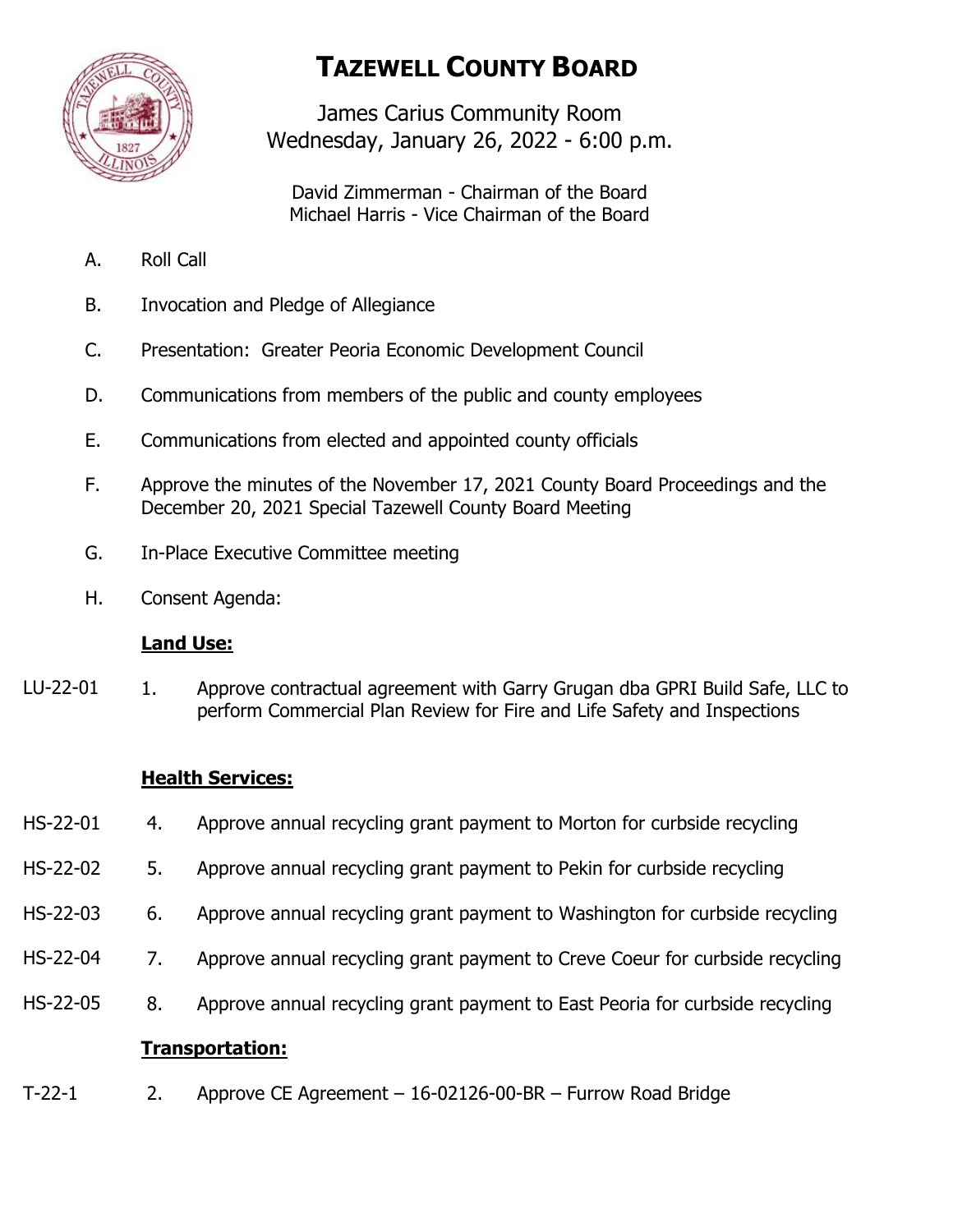# TAZEWELL COUNTY BOARD

James Carius Community Room
Wednesday, January 26, 2022 - 6:00 p.m.

David Zimmerman - Chairman of the Board
Michael Harris - Vice Chairman of the Board

A. Roll Call

B. Invocation and Pledge of Allegiance

C. Presentation: Greater Peoria Economic Development Council

D. Communications from members of the public and county employees

E. Communications from elected and appointed county officials

F. Approve the minutes of the November 17, 2021 County Board Proceedings and the December 20, 2021 Special Tazewell County Board Meeting

G. In-Place Executive Committee meeting

H. Consent Agenda:

**Land Use:**

LU-22-01 1. Approve contractual agreement with Garry Grugan dba GPRI Build Safe, LLC to perform Commercial Plan Review for Fire and Life Safety and Inspections

**Health Services:**

HS-22-01 4. Approve annual recycling grant payment to Morton for curbside recycling

HS-22-02 5. Approve annual recycling grant payment to Pekin for curbside recycling

HS-22-03 6. Approve annual recycling grant payment to Washington for curbside recycling

HS-22-04 7. Approve annual recycling grant payment to Creve Coeur for curbside recycling

HS-22-05 8. Approve annual recycling grant payment to East Peoria for curbside recycling

**Transportation:**

T-22-1 2. Approve CE Agreement – 16-02126-00-BR – Furrow Road Bridge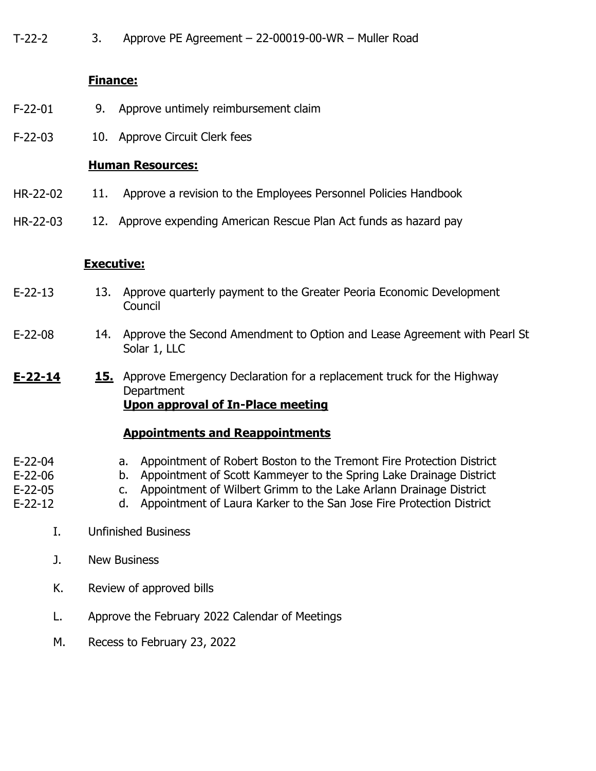T-22-2 3. Approve PE Agreement – 22-00019-00-WR – Muller Road

**Finance:**

F-22-01 9. Approve untimely reimbursement claim

F-22-03 10. Approve Circuit Clerk fees

**Human Resources:**

HR-22-02 11. Approve a revision to the Employees Personnel Policies Handbook

HR-22-03 12. Approve expending American Rescue Plan Act funds as hazard pay

**Executive:**

E-22-13 13. Approve quarterly payment to the Greater Peoria Economic Development Council

E-22-08 14. Approve the Second Amendment to Option and Lease Agreement with Pearl St Solar 1, LLC

**E-22-14** **15.** Approve Emergency Declaration for a replacement truck for the Highway Department
**Upon approval of In-Place meeting**

**Appointments and Reappointments**

E-22-04 a. Appointment of Robert Boston to the Tremont Fire Protection District
E-22-06 b. Appointment of Scott Kammeyer to the Spring Lake Drainage District
E-22-05 c. Appointment of Wilbert Grimm to the Lake Arlann Drainage District
E-22-12 d. Appointment of Laura Karker to the San Jose Fire Protection District

I. Unfinished Business

J. New Business

K. Review of approved bills

L. Approve the February 2022 Calendar of Meetings

M. Recess to February 23, 2022